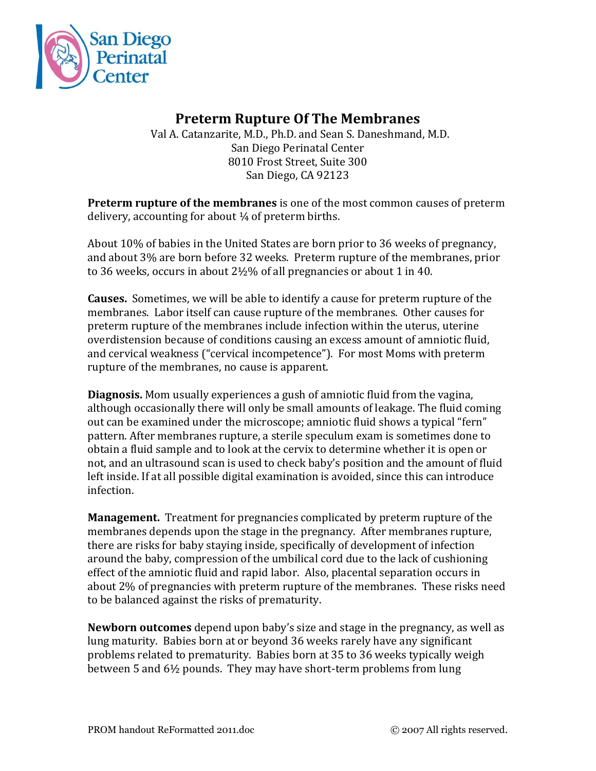San Diego Perinatal Center

# Preterm Rupture Of The Membranes

Val A. Catanzarite, M.D., Ph.D. and Sean S. Daneshmand, M.D.
San Diego Perinatal Center
8010 Frost Street, Suite 300
San Diego, CA 92123

**Preterm rupture of the membranes** is one of the most common causes of preterm delivery, accounting for about ¼ of preterm births.

About 10% of babies in the United States are born prior to 36 weeks of pregnancy, and about 3% are born before 32 weeks. Preterm rupture of the membranes, prior to 36 weeks, occurs in about 2½% of all pregnancies or about 1 in 40.

**Causes.** Sometimes, we will be able to identify a cause for preterm rupture of the membranes. Labor itself can cause rupture of the membranes. Other causes for preterm rupture of the membranes include infection within the uterus, uterine overdistension because of conditions causing an excess amount of amniotic fluid, and cervical weakness ("cervical incompetence"). For most Moms with preterm rupture of the membranes, no cause is apparent.

**Diagnosis.** Mom usually experiences a gush of amniotic fluid from the vagina, although occasionally there will only be small amounts of leakage. The fluid coming out can be examined under the microscope; amniotic fluid shows a typical "fern" pattern. After membranes rupture, a sterile speculum exam is sometimes done to obtain a fluid sample and to look at the cervix to determine whether it is open or not, and an ultrasound scan is used to check baby's position and the amount of fluid left inside. If at all possible digital examination is avoided, since this can introduce infection.

**Management.** Treatment for pregnancies complicated by preterm rupture of the membranes depends upon the stage in the pregnancy. After membranes rupture, there are risks for baby staying inside, specifically of development of infection around the baby, compression of the umbilical cord due to the lack of cushioning effect of the amniotic fluid and rapid labor. Also, placental separation occurs in about 2% of pregnancies with preterm rupture of the membranes. These risks need to be balanced against the risks of prematurity.

**Newborn outcomes** depend upon baby's size and stage in the pregnancy, as well as lung maturity. Babies born at or beyond 36 weeks rarely have any significant problems related to prematurity. Babies born at 35 to 36 weeks typically weigh between 5 and 6½ pounds. They may have short-term problems from lung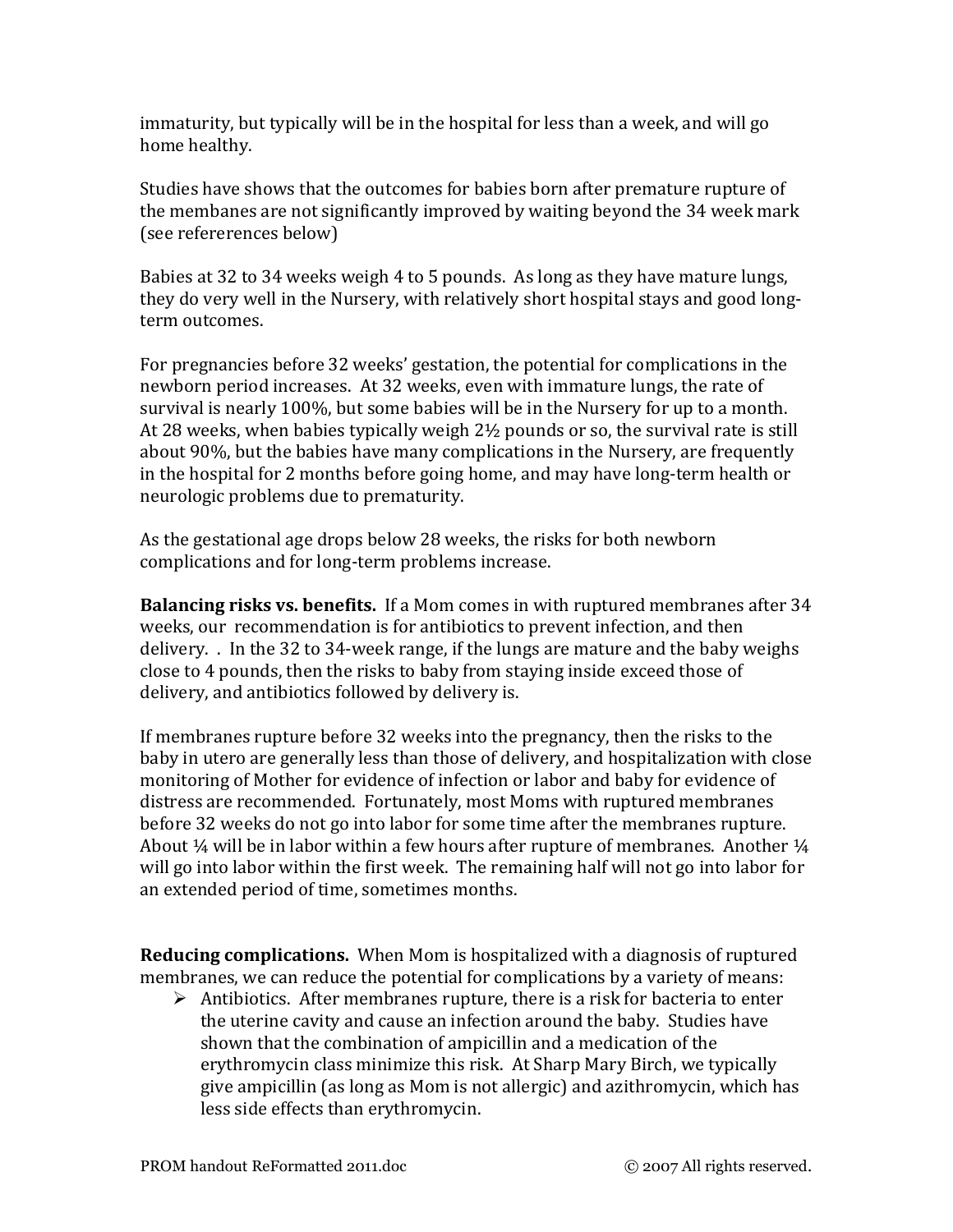immaturity, but typically will be in the hospital for less than a week, and will go home healthy.

Studies have shows that the outcomes for babies born after premature rupture of the membanes are not significantly improved by waiting beyond the 34 week mark (see refererences below)

Babies at 32 to 34 weeks weigh 4 to 5 pounds. As long as they have mature lungs, they do very well in the Nursery, with relatively short hospital stays and good long-term outcomes.

For pregnancies before 32 weeks' gestation, the potential for complications in the newborn period increases. At 32 weeks, even with immature lungs, the rate of survival is nearly 100%, but some babies will be in the Nursery for up to a month. At 28 weeks, when babies typically weigh 2½ pounds or so, the survival rate is still about 90%, but the babies have many complications in the Nursery, are frequently in the hospital for 2 months before going home, and may have long-term health or neurologic problems due to prematurity.

As the gestational age drops below 28 weeks, the risks for both newborn complications and for long-term problems increase.

**Balancing risks vs. benefits.** If a Mom comes in with ruptured membranes after 34 weeks, our recommendation is for antibiotics to prevent infection, and then delivery. . In the 32 to 34-week range, if the lungs are mature and the baby weighs close to 4 pounds, then the risks to baby from staying inside exceed those of delivery, and antibiotics followed by delivery is.

If membranes rupture before 32 weeks into the pregnancy, then the risks to the baby in utero are generally less than those of delivery, and hospitalization with close monitoring of Mother for evidence of infection or labor and baby for evidence of distress are recommended. Fortunately, most Moms with ruptured membranes before 32 weeks do not go into labor for some time after the membranes rupture. About ¼ will be in labor within a few hours after rupture of membranes. Another ¼ will go into labor within the first week. The remaining half will not go into labor for an extended period of time, sometimes months.

**Reducing complications.** When Mom is hospitalized with a diagnosis of ruptured membranes, we can reduce the potential for complications by a variety of means:

- Antibiotics. After membranes rupture, there is a risk for bacteria to enter the uterine cavity and cause an infection around the baby. Studies have shown that the combination of ampicillin and a medication of the erythromycin class minimize this risk. At Sharp Mary Birch, we typically give ampicillin (as long as Mom is not allergic) and azithromycin, which has less side effects than erythromycin.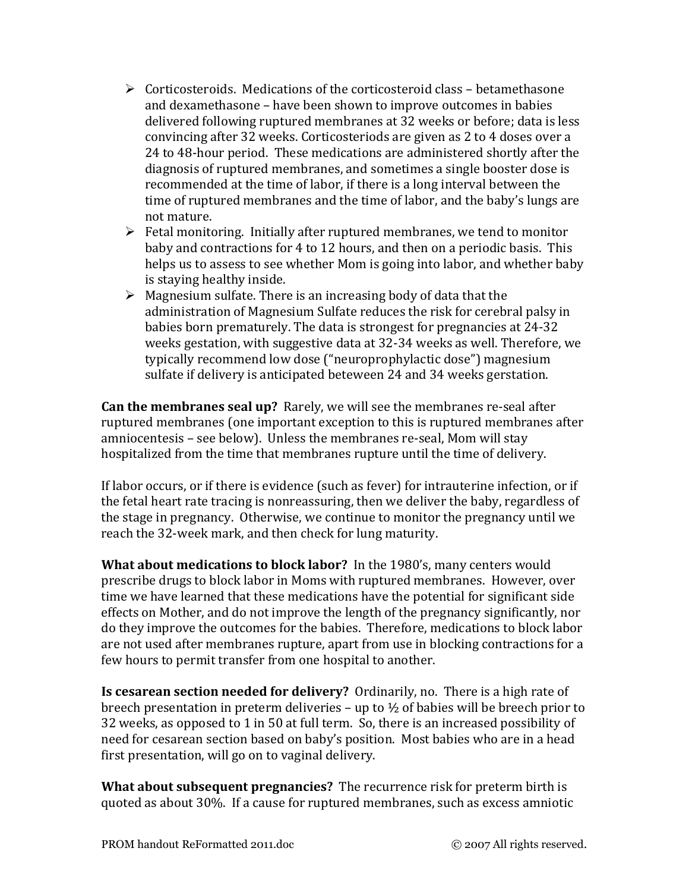- Corticosteroids. Medications of the corticosteroid class – betamethasone and dexamethasone – have been shown to improve outcomes in babies delivered following ruptured membranes at 32 weeks or before; data is less convincing after 32 weeks. Corticosteriods are given as 2 to 4 doses over a 24 to 48-hour period. These medications are administered shortly after the diagnosis of ruptured membranes, and sometimes a single booster dose is recommended at the time of labor, if there is a long interval between the time of ruptured membranes and the time of labor, and the baby's lungs are not mature.
- Fetal monitoring. Initially after ruptured membranes, we tend to monitor baby and contractions for 4 to 12 hours, and then on a periodic basis. This helps us to assess to see whether Mom is going into labor, and whether baby is staying healthy inside.
- Magnesium sulfate. There is an increasing body of data that the administration of Magnesium Sulfate reduces the risk for cerebral palsy in babies born prematurely. The data is strongest for pregnancies at 24-32 weeks gestation, with suggestive data at 32-34 weeks as well. Therefore, we typically recommend low dose ("neuroprophylactic dose") magnesium sulfate if delivery is anticipated beteween 24 and 34 weeks gerstation.

**Can the membranes seal up?** Rarely, we will see the membranes re-seal after ruptured membranes (one important exception to this is ruptured membranes after amniocentesis – see below). Unless the membranes re-seal, Mom will stay hospitalized from the time that membranes rupture until the time of delivery.

If labor occurs, or if there is evidence (such as fever) for intrauterine infection, or if the fetal heart rate tracing is nonreassuring, then we deliver the baby, regardless of the stage in pregnancy. Otherwise, we continue to monitor the pregnancy until we reach the 32-week mark, and then check for lung maturity.

**What about medications to block labor?** In the 1980's, many centers would prescribe drugs to block labor in Moms with ruptured membranes. However, over time we have learned that these medications have the potential for significant side effects on Mother, and do not improve the length of the pregnancy significantly, nor do they improve the outcomes for the babies. Therefore, medications to block labor are not used after membranes rupture, apart from use in blocking contractions for a few hours to permit transfer from one hospital to another.

**Is cesarean section needed for delivery?** Ordinarily, no. There is a high rate of breech presentation in preterm deliveries – up to ½ of babies will be breech prior to 32 weeks, as opposed to 1 in 50 at full term. So, there is an increased possibility of need for cesarean section based on baby's position. Most babies who are in a head first presentation, will go on to vaginal delivery.

**What about subsequent pregnancies?** The recurrence risk for preterm birth is quoted as about 30%. If a cause for ruptured membranes, such as excess amniotic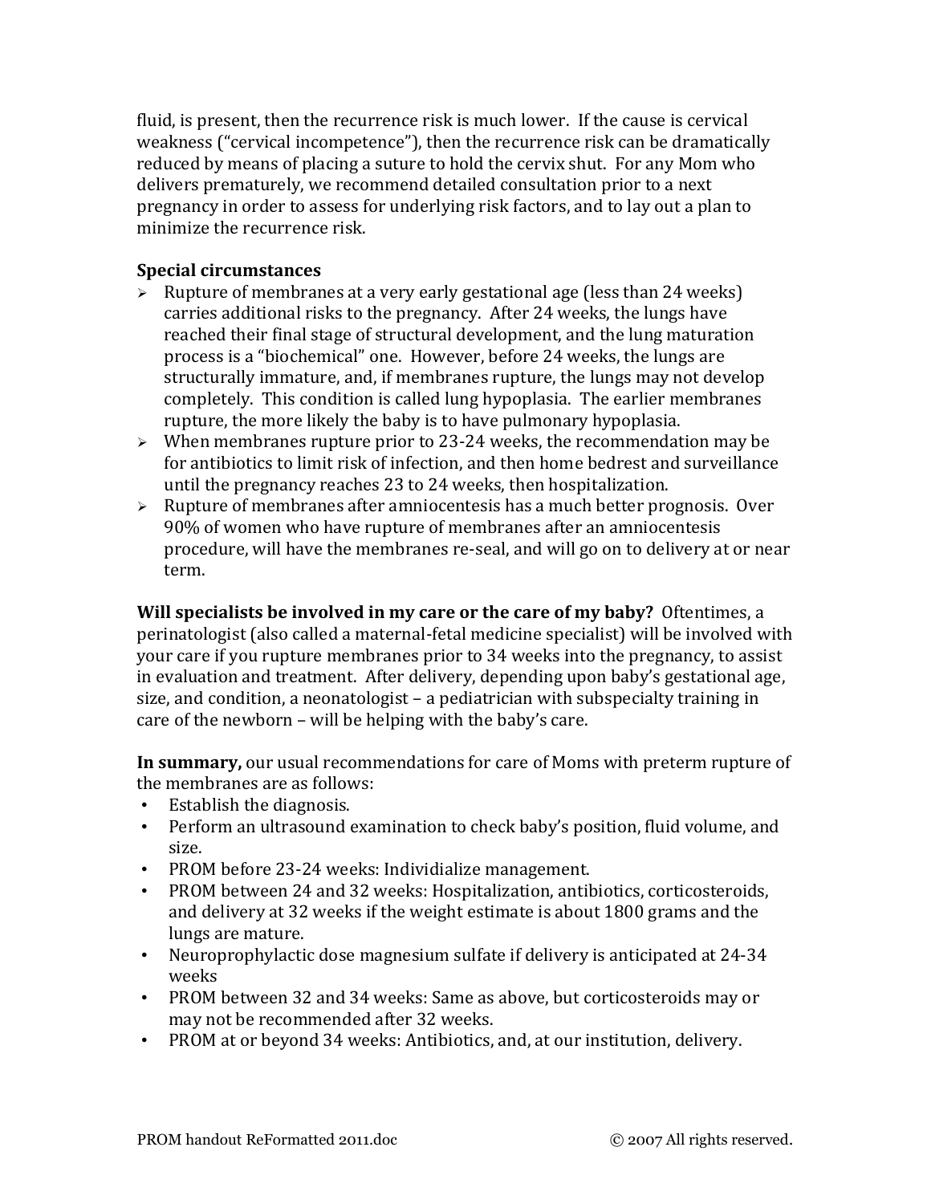fluid, is present, then the recurrence risk is much lower. If the cause is cervical weakness ("cervical incompetence"), then the recurrence risk can be dramatically reduced by means of placing a suture to hold the cervix shut. For any Mom who delivers prematurely, we recommend detailed consultation prior to a next pregnancy in order to assess for underlying risk factors, and to lay out a plan to minimize the recurrence risk.

**Special circumstances**

- Rupture of membranes at a very early gestational age (less than 24 weeks) carries additional risks to the pregnancy. After 24 weeks, the lungs have reached their final stage of structural development, and the lung maturation process is a "biochemical" one. However, before 24 weeks, the lungs are structurally immature, and, if membranes rupture, the lungs may not develop completely. This condition is called lung hypoplasia. The earlier membranes rupture, the more likely the baby is to have pulmonary hypoplasia.
- When membranes rupture prior to 23-24 weeks, the recommendation may be for antibiotics to limit risk of infection, and then home bedrest and surveillance until the pregnancy reaches 23 to 24 weeks, then hospitalization.
- Rupture of membranes after amniocentesis has a much better prognosis. Over 90% of women who have rupture of membranes after an amniocentesis procedure, will have the membranes re-seal, and will go on to delivery at or near term.

**Will specialists be involved in my care or the care of my baby?** Oftentimes, a perinatologist (also called a maternal-fetal medicine specialist) will be involved with your care if you rupture membranes prior to 34 weeks into the pregnancy, to assist in evaluation and treatment. After delivery, depending upon baby's gestational age, size, and condition, a neonatologist – a pediatrician with subspecialty training in care of the newborn – will be helping with the baby's care.

**In summary,** our usual recommendations for care of Moms with preterm rupture of the membranes are as follows:

- Establish the diagnosis.
- Perform an ultrasound examination to check baby's position, fluid volume, and size.
- PROM before 23-24 weeks: Individialize management.
- PROM between 24 and 32 weeks: Hospitalization, antibiotics, corticosteroids, and delivery at 32 weeks if the weight estimate is about 1800 grams and the lungs are mature.
- Neuroprophylactic dose magnesium sulfate if delivery is anticipated at 24-34 weeks
- PROM between 32 and 34 weeks: Same as above, but corticosteroids may or may not be recommended after 32 weeks.
- PROM at or beyond 34 weeks: Antibiotics, and, at our institution, delivery.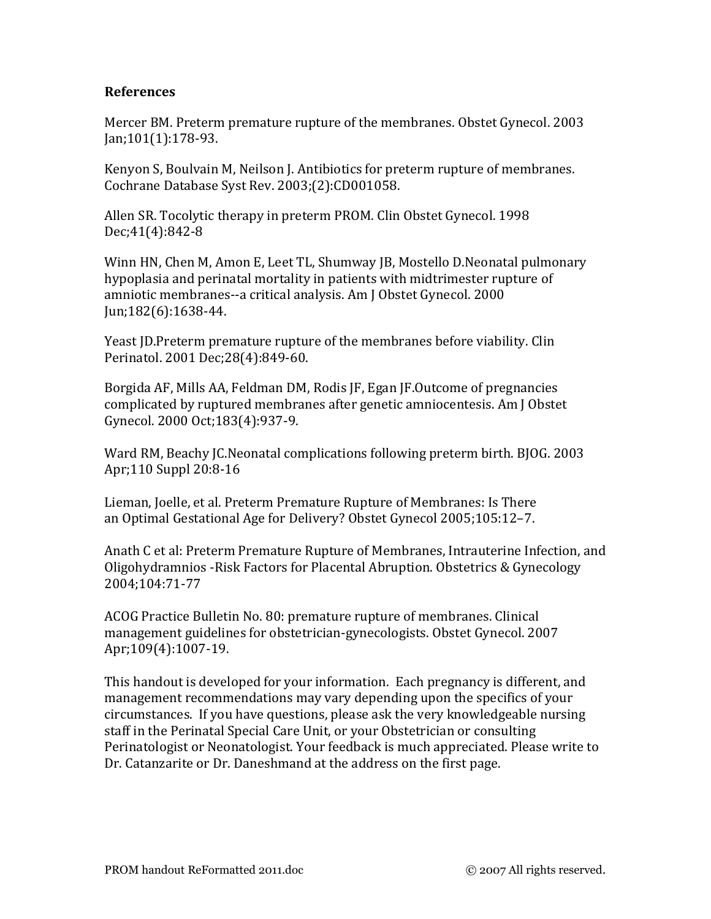**References**

Mercer BM. Preterm premature rupture of the membranes. Obstet Gynecol. 2003 Jan;101(1):178-93.

Kenyon S, Boulvain M, Neilson J. Antibiotics for preterm rupture of membranes. Cochrane Database Syst Rev. 2003;(2):CD001058.

Allen SR. Tocolytic therapy in preterm PROM. Clin Obstet Gynecol. 1998 Dec;41(4):842-8

Winn HN, Chen M, Amon E, Leet TL, Shumway JB, Mostello D.Neonatal pulmonary hypoplasia and perinatal mortality in patients with midtrimester rupture of amniotic membranes--a critical analysis. Am J Obstet Gynecol. 2000 Jun;182(6):1638-44.

Yeast JD.Preterm premature rupture of the membranes before viability. Clin Perinatol. 2001 Dec;28(4):849-60.

Borgida AF, Mills AA, Feldman DM, Rodis JF, Egan JF.Outcome of pregnancies complicated by ruptured membranes after genetic amniocentesis. Am J Obstet Gynecol. 2000 Oct;183(4):937-9.

Ward RM, Beachy JC.Neonatal complications following preterm birth. BJOG. 2003 Apr;110 Suppl 20:8-16

Lieman, Joelle, et al. Preterm Premature Rupture of Membranes: Is There an Optimal Gestational Age for Delivery? Obstet Gynecol 2005;105:12–7.

Anath C et al: Preterm Premature Rupture of Membranes, Intrauterine Infection, and Oligohydramnios -Risk Factors for Placental Abruption. Obstetrics & Gynecology 2004;104:71-77

ACOG Practice Bulletin No. 80: premature rupture of membranes. Clinical management guidelines for obstetrician-gynecologists. Obstet Gynecol. 2007 Apr;109(4):1007-19.

This handout is developed for your information. Each pregnancy is different, and management recommendations may vary depending upon the specifics of your circumstances. If you have questions, please ask the very knowledgeable nursing staff in the Perinatal Special Care Unit, or your Obstetrician or consulting Perinatologist or Neonatologist. Your feedback is much appreciated. Please write to Dr. Catanzarite or Dr. Daneshmand at the address on the first page.